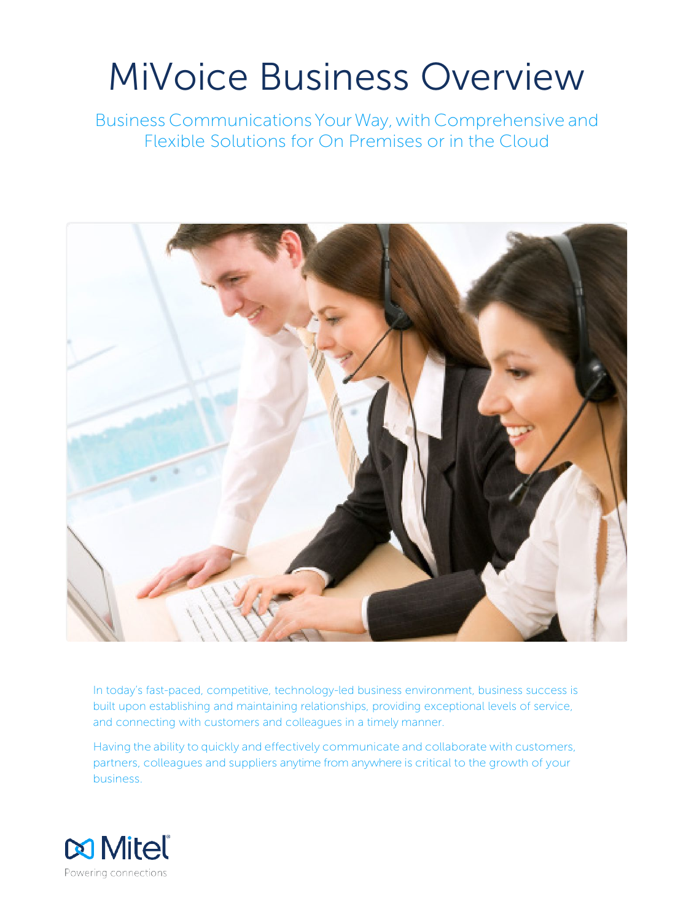# MiVoice Business Overview

## Business Communications Your Way, with Comprehensive and Flexible Solutions for On Premises or in the Cloud

In today's fast-paced, competitive, technology-led business environment, business success is built upon establishing and maintaining relationships, providing exceptional levels of service, and connecting with customers and colleagues in a timely manner.

Having the ability to quickly and effectively communicate and collaborate with customers, partners, colleagues and suppliers anytime from anywhere is critical to the growth of your business.

Mitel®
Powering connections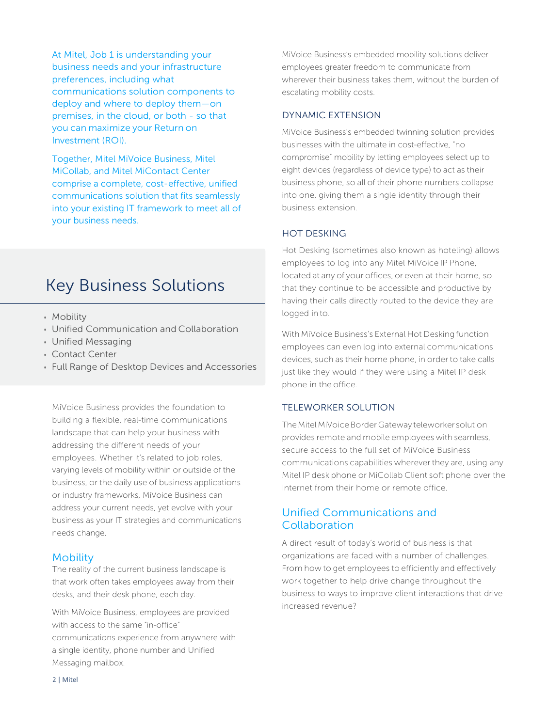At Mitel, Job 1 is understanding your business needs and your infrastructure preferences, including what communications solution components to deploy and where to deploy them—on premises, in the cloud, or both - so that you can maximize your Return on Investment (ROI).

Together, Mitel MiVoice Business, Mitel MiCollab, and Mitel MiContact Center comprise a complete, cost-effective, unified communications solution that fits seamlessly into your existing IT framework to meet all of your business needs.

## Key Business Solutions

- Mobility
- Unified Communication and Collaboration
- Unified Messaging
- Contact Center
- Full Range of Desktop Devices and Accessories

MiVoice Business provides the foundation to building a flexible, real-time communications landscape that can help your business with addressing the different needs of your employees. Whether it's related to job roles, varying levels of mobility within or outside of the business, or the daily use of business applications or industry frameworks, MiVoice Business can address your current needs, yet evolve with your business as your IT strategies and communications needs change.

### Mobility

The reality of the current business landscape is that work often takes employees away from their desks, and their desk phone, each day.

With MiVoice Business, employees are provided with access to the same "in-office" communications experience from anywhere with a single identity, phone number and Unified Messaging mailbox.

MiVoice Business's embedded mobility solutions deliver employees greater freedom to communicate from wherever their business takes them, without the burden of escalating mobility costs.

#### DYNAMIC EXTENSION

MiVoice Business's embedded twinning solution provides businesses with the ultimate in cost-effective, "no compromise" mobility by letting employees select up to eight devices (regardless of device type) to act as their business phone, so all of their phone numbers collapse into one, giving them a single identity through their business extension.

#### HOT DESKING

Hot Desking (sometimes also known as hoteling) allows employees to log into any Mitel MiVoice IP Phone, located at any of your offices, or even at their home, so that they continue to be accessible and productive by having their calls directly routed to the device they are logged in to.

With MiVoice Business's External Hot Desking function employees can even log into external communications devices, such as their home phone, in order to take calls just like they would if they were using a Mitel IP desk phone in the office.

#### TELEWORKER SOLUTION

The Mitel MiVoice Border Gateway teleworker solution provides remote and mobile employees with seamless, secure access to the full set of MiVoice Business communications capabilities wherever they are, using any Mitel IP desk phone or MiCollab Client soft phone over the Internet from their home or remote office.

### Unified Communications and Collaboration

A direct result of today's world of business is that organizations are faced with a number of challenges. From how to get employees to efficiently and effectively work together to help drive change throughout the business to ways to improve client interactions that drive increased revenue?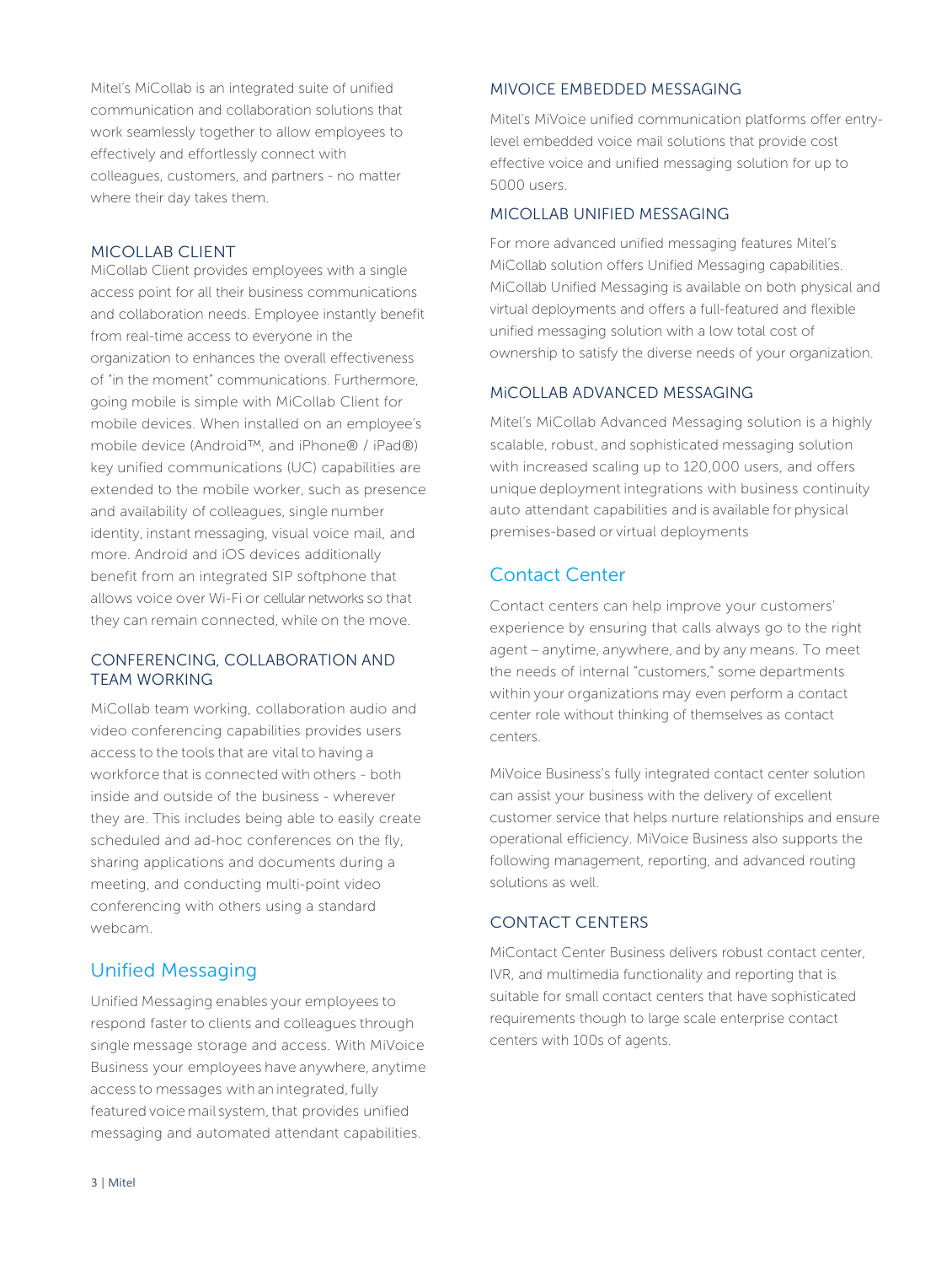Mitel's MiCollab is an integrated suite of unified communication and collaboration solutions that work seamlessly together to allow employees to effectively and effortlessly connect with colleagues, customers, and partners - no matter where their day takes them.

### MICOLLAB CLIENT

MiCollab Client provides employees with a single access point for all their business communications and collaboration needs. Employee instantly benefit from real-time access to everyone in the organization to enhances the overall effectiveness of "in the moment" communications. Furthermore, going mobile is simple with MiCollab Client for mobile devices. When installed on an employee's mobile device (Android™, and iPhone® / iPad®) key unified communications (UC) capabilities are extended to the mobile worker, such as presence and availability of colleagues, single number identity, instant messaging, visual voice mail, and more. Android and iOS devices additionally benefit from an integrated SIP softphone that allows voice over Wi-Fi or cellular networks so that they can remain connected, while on the move.

### CONFERENCING, COLLABORATION AND TEAM WORKING

MiCollab team working, collaboration audio and video conferencing capabilities provides users access to the tools that are vital to having a workforce that is connected with others - both inside and outside of the business - wherever they are. This includes being able to easily create scheduled and ad-hoc conferences on the fly, sharing applications and documents during a meeting, and conducting multi-point video conferencing with others using a standard webcam.

## Unified Messaging

Unified Messaging enables your employees to respond faster to clients and colleagues through single message storage and access. With MiVoice Business your employees have anywhere, anytime access to messages with an integrated, fully featured voice mail system, that provides unified messaging and automated attendant capabilities.

### MIVOICE EMBEDDED MESSAGING

Mitel's MiVoice unified communication platforms offer entry-level embedded voice mail solutions that provide cost effective voice and unified messaging solution for up to 5000 users.

### MICOLLAB UNIFIED MESSAGING

For more advanced unified messaging features Mitel's MiCollab solution offers Unified Messaging capabilities. MiCollab Unified Messaging is available on both physical and virtual deployments and offers a full-featured and flexible unified messaging solution with a low total cost of ownership to satisfy the diverse needs of your organization.

### MiCOLLAB ADVANCED MESSAGING

Mitel's MiCollab Advanced Messaging solution is a highly scalable, robust, and sophisticated messaging solution with increased scaling up to 120,000 users, and offers unique deployment integrations with business continuity auto attendant capabilities and is available for physical premises-based or virtual deployments

## Contact Center

Contact centers can help improve your customers' experience by ensuring that calls always go to the right agent – anytime, anywhere, and by any means. To meet the needs of internal "customers," some departments within your organizations may even perform a contact center role without thinking of themselves as contact centers.

MiVoice Business's fully integrated contact center solution can assist your business with the delivery of excellent customer service that helps nurture relationships and ensure operational efficiency. MiVoice Business also supports the following management, reporting, and advanced routing solutions as well.

### CONTACT CENTERS

MiContact Center Business delivers robust contact center, IVR, and multimedia functionality and reporting that is suitable for small contact centers that have sophisticated requirements though to large scale enterprise contact centers with 100s of agents.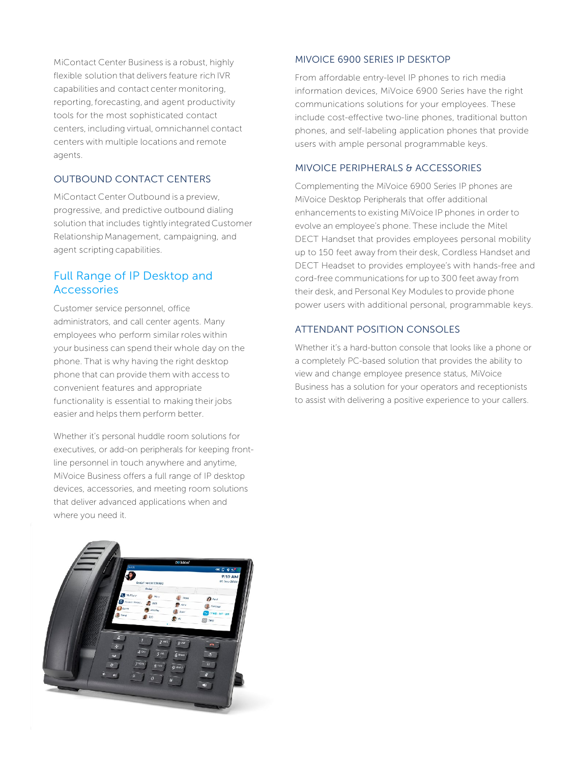MiContact Center Business is a robust, highly flexible solution that delivers feature rich IVR capabilities and contact center monitoring, reporting, forecasting, and agent productivity tools for the most sophisticated contact centers, including virtual, omnichannel contact centers with multiple locations and remote agents.

### OUTBOUND CONTACT CENTERS

MiContact Center Outbound is a preview, progressive, and predictive outbound dialing solution that includes tightly integrated Customer Relationship Management, campaigning, and agent scripting capabilities.

## Full Range of IP Desktop and Accessories

Customer service personnel, office administrators, and call center agents. Many employees who perform similar roles within your business can spend their whole day on the phone. That is why having the right desktop phone that can provide them with access to convenient features and appropriate functionality is essential to making their jobs easier and helps them perform better.

Whether it's personal huddle room solutions for executives, or add-on peripherals for keeping front-line personnel in touch anywhere and anytime, MiVoice Business offers a full range of IP desktop devices, accessories, and meeting room solutions that deliver advanced applications when and where you need it.

### MIVOICE 6900 SERIES IP DESKTOP

From affordable entry-level IP phones to rich media information devices, MiVoice 6900 Series have the right communications solutions for your employees. These include cost-effective two-line phones, traditional button phones, and self-labeling application phones that provide users with ample personal programmable keys.

### MIVOICE PERIPHERALS & ACCESSORIES

Complementing the MiVoice 6900 Series IP phones are MiVoice Desktop Peripherals that offer additional enhancements to existing MiVoice IP phones in order to evolve an employee's phone. These include the Mitel DECT Handset that provides employees personal mobility up to 150 feet away from their desk, Cordless Handset and DECT Headset to provides employee's with hands-free and cord-free communications for up to 300 feet away from their desk, and Personal Key Modules to provide phone power users with additional personal, programmable keys.

### ATTENDANT POSITION CONSOLES

Whether it's a hard-button console that looks like a phone or a completely PC-based solution that provides the ability to view and change employee presence status, MiVoice Business has a solution for your operators and receptionists to assist with delivering a positive experience to your callers.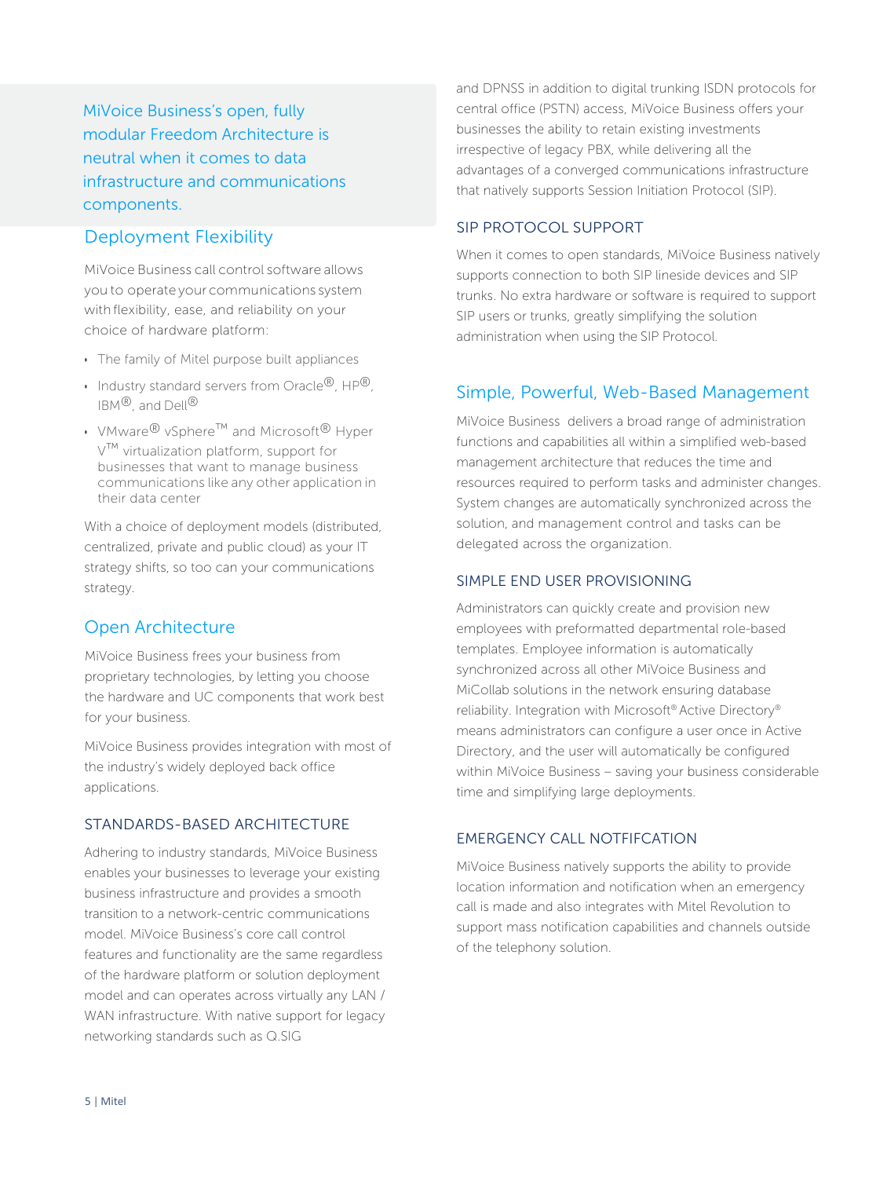MiVoice Business's open, fully modular Freedom Architecture is neutral when it comes to data infrastructure and communications components.

## Deployment Flexibility

MiVoice Business call control software allows you to operate your communications system with flexibility, ease, and reliability on your choice of hardware platform:

- The family of Mitel purpose built appliances
- Industry standard servers from Oracle®, HP®, IBM®, and Dell®
- VMware® vSphere™ and Microsoft® Hyper V™ virtualization platform, support for businesses that want to manage business communications like any other application in their data center

With a choice of deployment models (distributed, centralized, private and public cloud) as your IT strategy shifts, so too can your communications strategy.

## Open Architecture

MiVoice Business frees your business from proprietary technologies, by letting you choose the hardware and UC components that work best for your business.

MiVoice Business provides integration with most of the industry's widely deployed back office applications.

### STANDARDS-BASED ARCHITECTURE

Adhering to industry standards, MiVoice Business enables your businesses to leverage your existing business infrastructure and provides a smooth transition to a network-centric communications model. MiVoice Business's core call control features and functionality are the same regardless of the hardware platform or solution deployment model and can operates across virtually any LAN / WAN infrastructure. With native support for legacy networking standards such as Q.SIG and DPNSS in addition to digital trunking ISDN protocols for central office (PSTN) access, MiVoice Business offers your businesses the ability to retain existing investments irrespective of legacy PBX, while delivering all the advantages of a converged communications infrastructure that natively supports Session Initiation Protocol (SIP).

### SIP PROTOCOL SUPPORT

When it comes to open standards, MiVoice Business natively supports connection to both SIP lineside devices and SIP trunks. No extra hardware or software is required to support SIP users or trunks, greatly simplifying the solution administration when using the SIP Protocol.

## Simple, Powerful, Web-Based Management

MiVoice Business delivers a broad range of administration functions and capabilities all within a simplified web-based management architecture that reduces the time and resources required to perform tasks and administer changes. System changes are automatically synchronized across the solution, and management control and tasks can be delegated across the organization.

### SIMPLE END USER PROVISIONING

Administrators can quickly create and provision new employees with preformatted departmental role-based templates. Employee information is automatically synchronized across all other MiVoice Business and MiCollab solutions in the network ensuring database reliability. Integration with Microsoft® Active Directory® means administrators can configure a user once in Active Directory, and the user will automatically be configured within MiVoice Business – saving your business considerable time and simplifying large deployments.

### EMERGENCY CALL NOTFIFCATION

MiVoice Business natively supports the ability to provide location information and notification when an emergency call is made and also integrates with Mitel Revolution to support mass notification capabilities and channels outside of the telephony solution.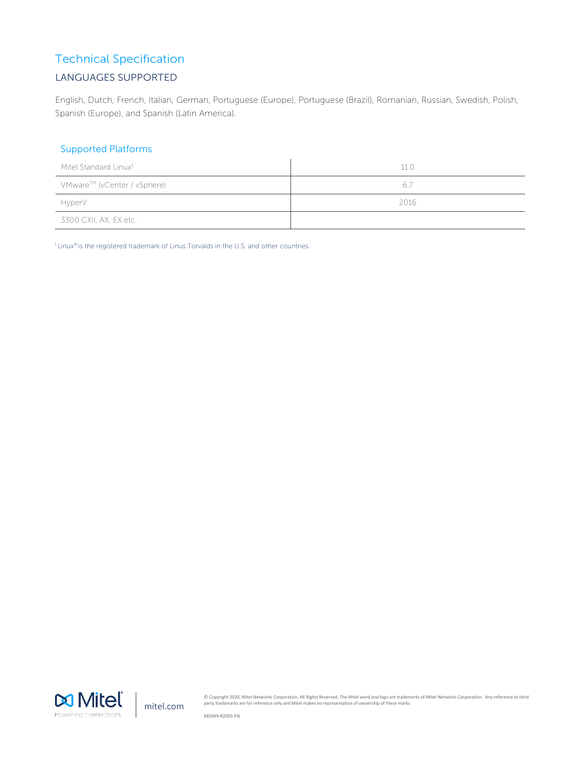# Technical Specification

## LANGUAGES SUPPORTED

English, Dutch, French, Italian, German, Portuguese (Europe), Portuguese (Brazil), Romanian, Russian, Swedish, Polish, Spanish (Europe), and Spanish (Latin America).

### Supported Platforms

| | |
|---|---|
| Mitel Standard Linux[1] | 11.0 |
| VMware™ (vCenter / vSphere) | 6.7 |
| HyperV | 2016 |
| 3300 CXII, AX, EX etc. | |

[1] Linux® is the registered trademark of Linus Torvalds in the U.S. and other countries.

mitel.com

© Copyright 2020, Mitel Networks Corporation. All Rights Reserved. The Mitel word and logo are trademarks of Mitel Networks Corporation. Any reference to third party trademarks are for reference only and Mitel makes no representation of ownership of these marks.

685949-R2005-EN